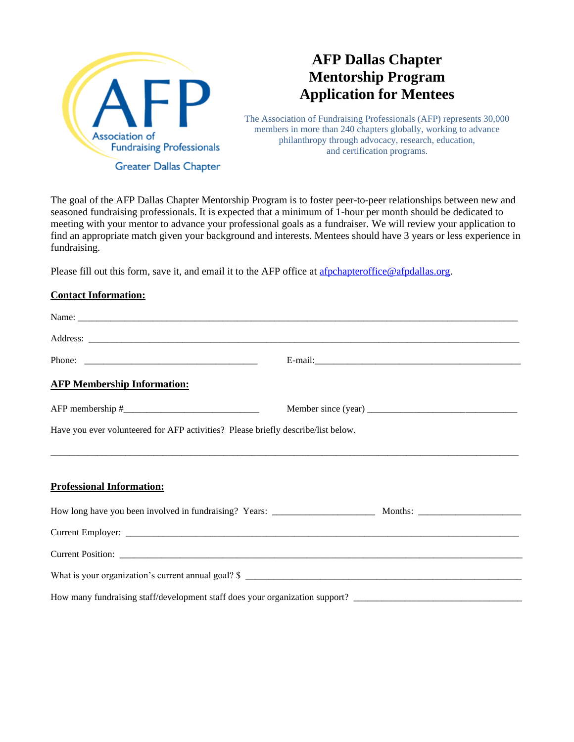# AFP Dallas Chapter Mentorship Program Application for Mentees

Association of Fundraising Professionals
Greater Dallas Chapter

The Association of Fundraising Professionals (AFP) represents 30,000 members in more than 240 chapters globally, working to advance philanthropy through advocacy, research, education, and certification programs.

The goal of the AFP Dallas Chapter Mentorship Program is to foster peer-to-peer relationships between new and seasoned fundraising professionals. It is expected that a minimum of 1-hour per month should be dedicated to meeting with your mentor to advance your professional goals as a fundraiser. We will review your application to find an appropriate match given your background and interests. Mentees should have 3 years or less experience in fundraising.

Please fill out this form, save it, and email it to the AFP office at afpchapteroffice@afpdallas.org.

**Contact Information:**

Name: ______________________________________________

Address: ______________________________________________

Phone: ______________________ E-mail: ______________________

**AFP Membership Information:**

AFP membership #______________________ Member since (year) ______________________

Have you ever volunteered for AFP activities? Please briefly describe/list below.

______________________________________________

**Professional Information:**

How long have you been involved in fundraising? Years: ______________ Months: ______________

Current Employer: ______________________________________________

Current Position: ______________________________________________

What is your organization's current annual goal? $ ______________________________

How many fundraising staff/development staff does your organization support? ______________________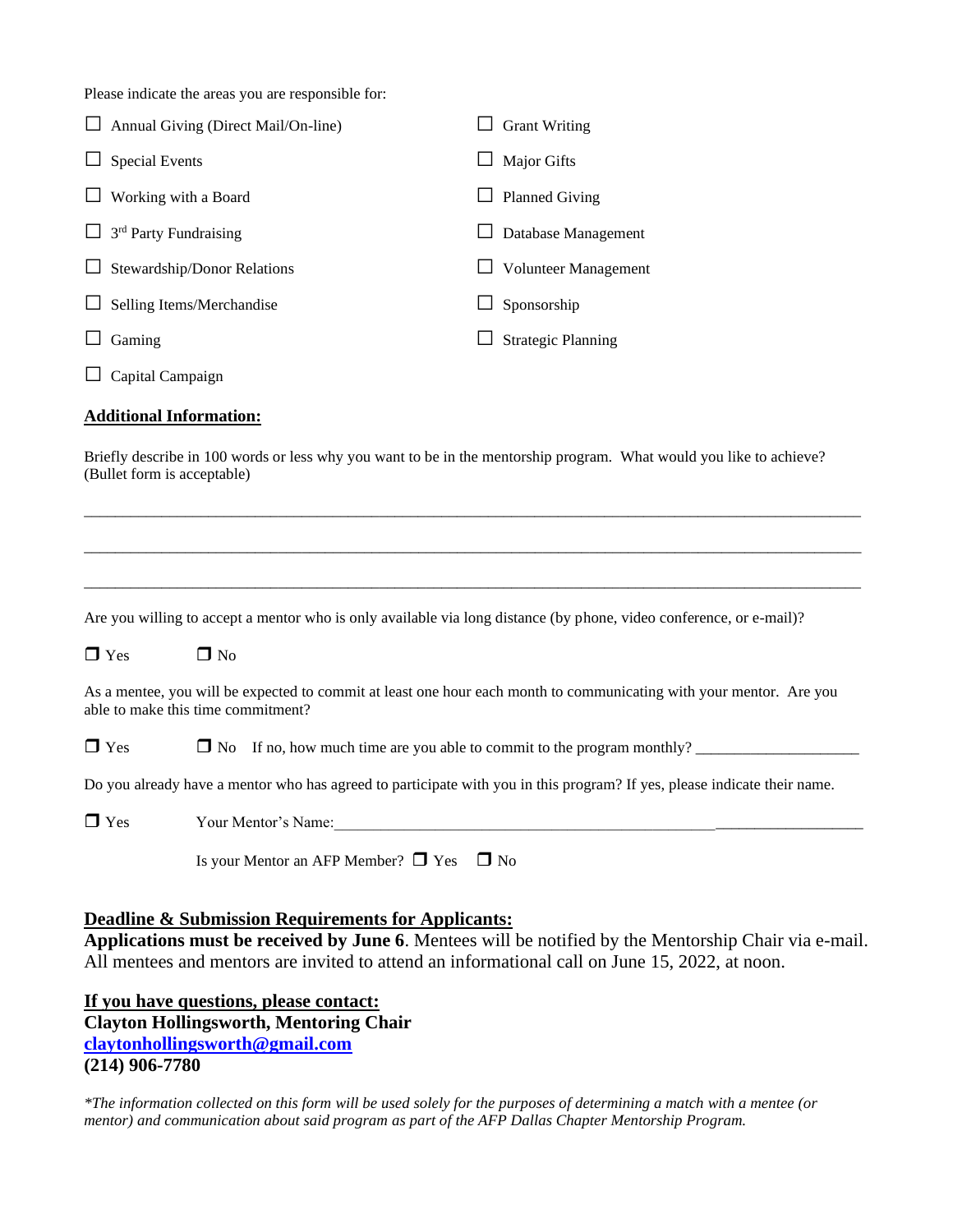Please indicate the areas you are responsible for:

- ☐ Annual Giving (Direct Mail/On-line)
- ☐ Special Events
- ☐ Working with a Board
- ☐ 3rd Party Fundraising
- ☐ Stewardship/Donor Relations
- ☐ Selling Items/Merchandise
- ☐ Gaming
- ☐ Capital Campaign
- ☐ Grant Writing
- ☐ Major Gifts
- ☐ Planned Giving
- ☐ Database Management
- ☐ Volunteer Management
- ☐ Sponsorship
- ☐ Strategic Planning

**Additional Information:**

Briefly describe in 100 words or less why you want to be in the mentorship program. What would you like to achieve? (Bullet form is acceptable)

______________________________________________________________________________________

______________________________________________________________________________________

______________________________________________________________________________________

Are you willing to accept a mentor who is only available via long distance (by phone, video conference, or e-mail)?

❐ Yes ❐ No

As a mentee, you will be expected to commit at least one hour each month to communicating with your mentor. Are you able to make this time commitment?

❐ Yes ❐ No If no, how much time are you able to commit to the program monthly? ____________________

Do you already have a mentor who has agreed to participate with you in this program? If yes, please indicate their name.

❐ Yes Your Mentor's Name:_________________________________________________________________

Is your Mentor an AFP Member? ❐ Yes ❐ No

**Deadline & Submission Requirements for Applicants:**

**Applications must be received by June 6**. Mentees will be notified by the Mentorship Chair via e-mail. All mentees and mentors are invited to attend an informational call on June 15, 2022, at noon.

**If you have questions, please contact:**

**Clayton Hollingsworth, Mentoring Chair**
**claytonhollingsworth@gmail.com**
**(214) 906-7780**

*\*The information collected on this form will be used solely for the purposes of determining a match with a mentee (or mentor) and communication about said program as part of the AFP Dallas Chapter Mentorship Program.*